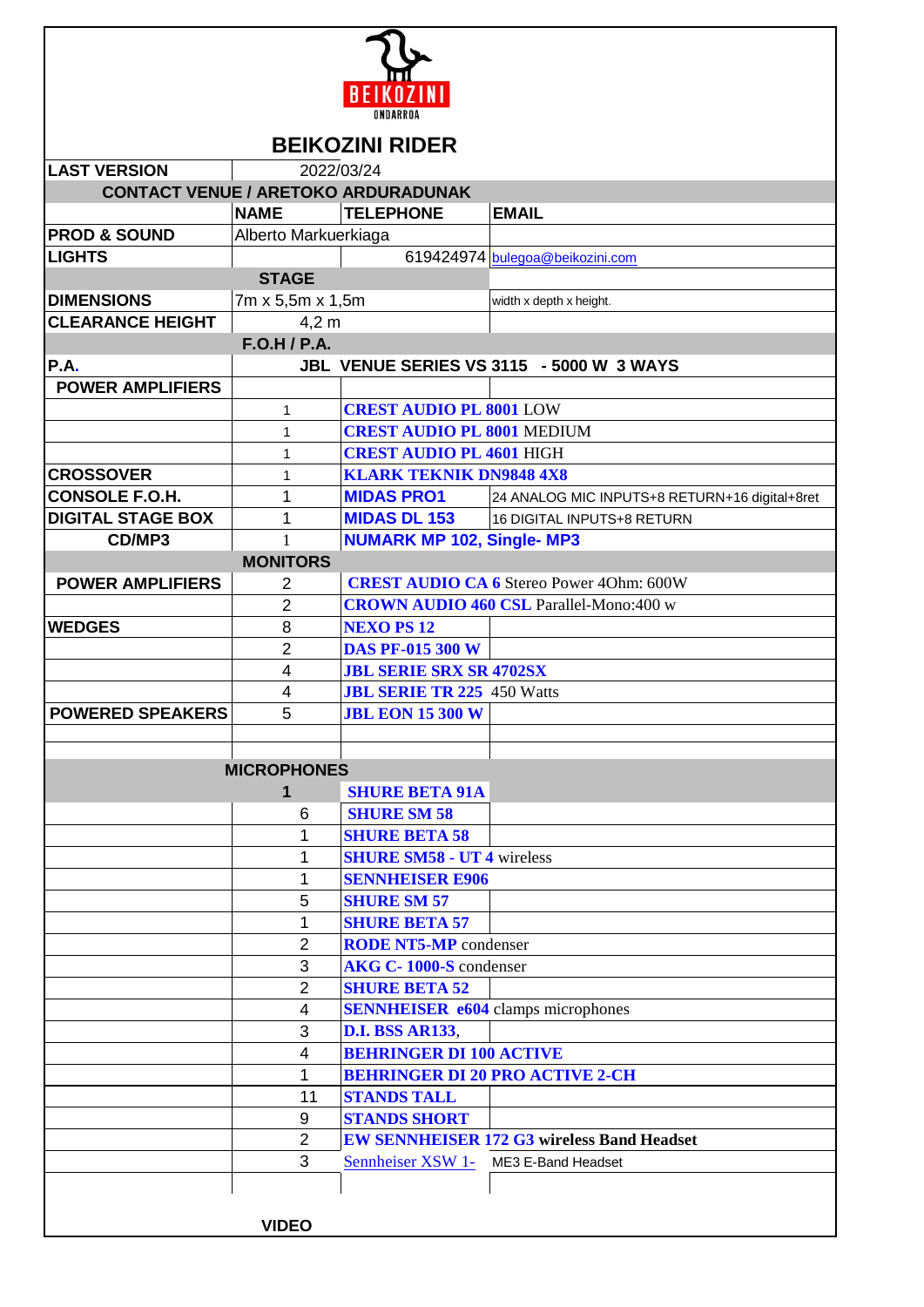BEIKOZINI
ONDARROA

# BEIKOZINI RIDER

| LAST VERSION | 2022/03/24 | | |
|---|---|---|---|
| **CONTACT VENUE / ARETOKO ARDURADUNAK** | | | |
| | **NAME** | **TELEPHONE** | **EMAIL** |
| **PROD & SOUND** | Alberto Markuerkiaga | | |
| **LIGHTS** | | 619424974 | bulegoa@beikozini.com |
| **STAGE** | | | |
| **DIMENSIONS** | 7m x 5,5m x 1,5m | | width x depth x height. |
| **CLEARANCE HEIGHT** | 4,2 m | | |
| **F.O.H / P.A.** | | | |
| **P.A.** | **JBL VENUE SERIES VS 3115 - 5000 W 3 WAYS** | | |
| **POWER AMPLIFIERS** | | | |
| | 1 | **CREST AUDIO PL 8001** LOW | |
| | 1 | **CREST AUDIO PL 8001** MEDIUM | |
| | 1 | **CREST AUDIO PL 4601** HIGH | |
| **CROSSOVER** | 1 | **KLARK TEKNIK DN9848 4X8** | |
| **CONSOLE F.O.H.** | 1 | **MIDAS PRO1** | 24 ANALOG MIC INPUTS+8 RETURN+16 digital+8ret |
| **DIGITAL STAGE BOX** | 1 | **MIDAS DL 153** | 16 DIGITAL INPUTS+8 RETURN |
| **CD/MP3** | 1 | **NUMARK MP 102, Single- MP3** | |
| **MONITORS** | | | |
| **POWER AMPLIFIERS** | 2 | **CREST AUDIO CA 6** Stereo Power 4Ohm: 600W | |
| | 2 | **CROWN AUDIO 460 CSL** Parallel-Mono:400 w | |
| **WEDGES** | 8 | **NEXO PS 12** | |
| | 2 | **DAS PF-015 300 W** | |
| | 4 | **JBL SERIE SRX SR 4702SX** | |
| | 4 | **JBL SERIE TR 225** 450 Watts | |
| **POWERED SPEAKERS** | 5 | **JBL EON 15 300 W** | |
| | | | |
| | | | |
| **MICROPHONES** | | | |
| | **1** | **SHURE BETA 91A** | |
| | 6 | **SHURE SM 58** | |
| | 1 | **SHURE BETA 58** | |
| | 1 | **SHURE SM58 - UT 4** wireless | |
| | 1 | **SENNHEISER E906** | |
| | 5 | **SHURE SM 57** | |
| | 1 | **SHURE BETA 57** | |
| | 2 | **RODE NT5-MP** condenser | |
| | 3 | **AKG C- 1000-S** condenser | |
| | 2 | **SHURE BETA 52** | |
| | 4 | **SENNHEISER e604** clamps microphones | |
| | 3 | **D.I. BSS AR133**, | |
| | 4 | **BEHRINGER DI 100 ACTIVE** | |
| | 1 | **BEHRINGER DI 20 PRO ACTIVE 2-CH** | |
| | 11 | **STANDS TALL** | |
| | 9 | **STANDS SHORT** | |
| | 2 | **EW SENNHEISER 172 G3 wireless Band Headset** | |
| | 3 | Sennheiser XSW 1- | ME3 E-Band Headset |
| | | | |
| **VIDEO** | | | |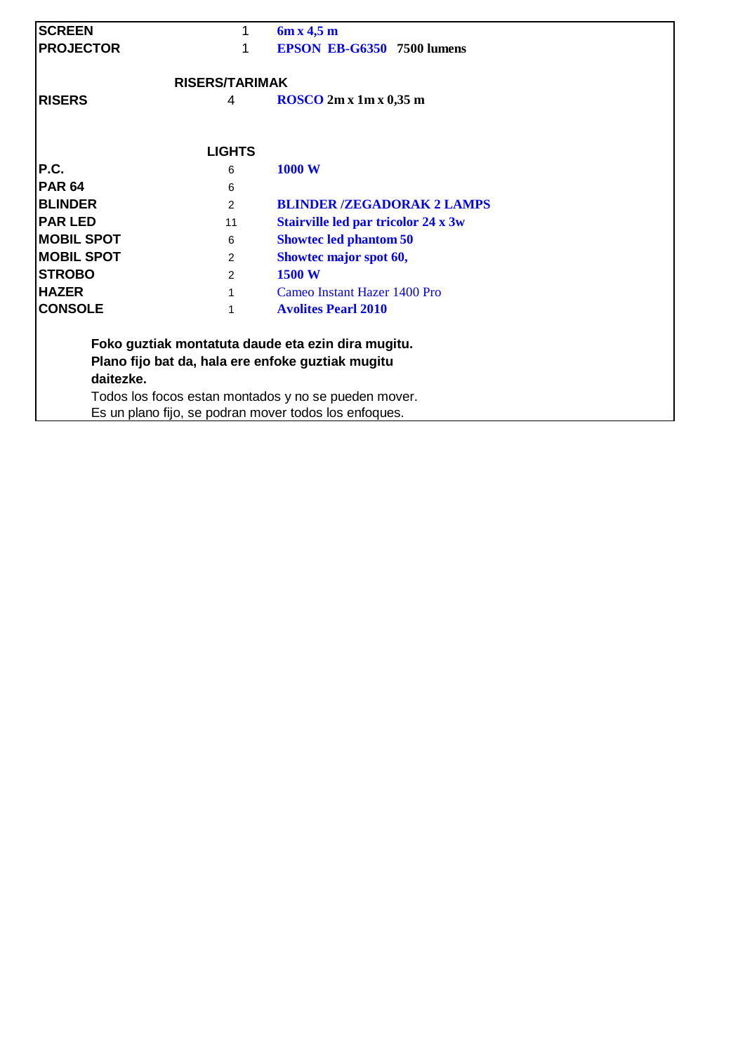| | | |
|---|---|---|
| **SCREEN** | 1 | **6m x 4,5 m** |
| **PROJECTOR** | 1 | **EPSON EB-G6350 7500 lumens** |
| | **RISERS/TARIMAK** | |
| **RISERS** | 4 | **ROSCO 2m x 1m x 0,35 m** |
| | **LIGHTS** | |
| **P.C.** | 6 | **1000 W** |
| **PAR 64** | 6 | |
| **BLINDER** | 2 | **BLINDER /ZEGADORAK 2 LAMPS** |
| **PAR LED** | 11 | **Stairville led par tricolor 24 x 3w** |
| **MOBIL SPOT** | 6 | **Showtec led phantom 50** |
| **MOBIL SPOT** | 2 | **Showtec major spot 60,** |
| **STROBO** | 2 | **1500 W** |
| **HAZER** | 1 | Cameo Instant Hazer 1400 Pro |
| **CONSOLE** | 1 | **Avolites Pearl 2010** |

**Foko guztiak montatuta daude eta ezin dira mugitu.**
**Plano fijo bat da, hala ere enfoke guztiak mugitu daitezke.**

Todos los focos estan montados y no se pueden mover.
Es un plano fijo, se podran mover todos los enfoques.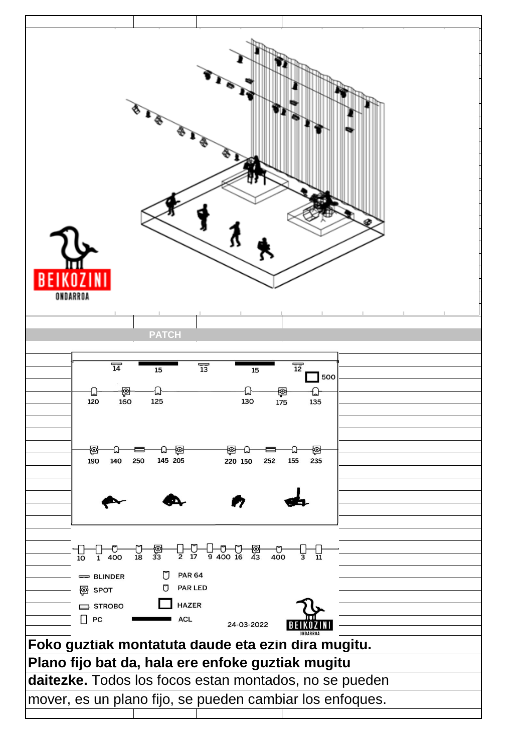BEIKOZINI

ONDARROA

## PATCH

14 15 13 15 12 500

120 160 125 130 175 135

190 140 250 145 205 220 150 252 155 235

10 1 400 18 33 2 17 9 400 16 43 400 3 11

- BLINDER
- SPOT
- STROBO
- PC
- PAR 64
- PAR LED
- HAZER
- ACL

24-03-2022

BEIKOZINI

ONDARROA

**Foko guztiak montatuta daude eta ezin dira mugitu. Plano fijo bat da, hala ere enfoke guztiak mugitu daitezke.** Todos los focos estan montados, no se pueden mover, es un plano fijo, se pueden cambiar los enfoques.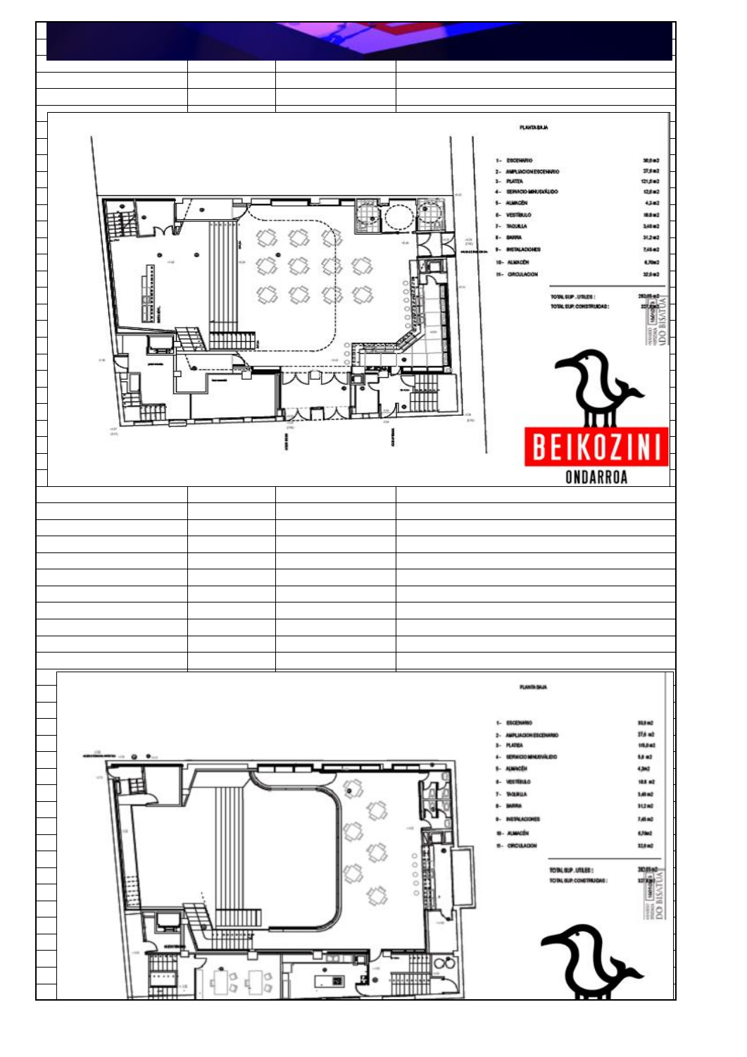**PLANTA BAJA**

1- ESCENARIO 30,0 m2
2- AMPLIACION ESCENARIO 27,6 m2
3- PLATEA 121,6 m2
4- SERVICIO MINUSVÁLIDO 12,0 m2
5- ALMACÉN 4,2 m2
6- VESTÍBULO 18,8 m2
7- TAQUILLA 3,40 m2
8- BARRA 31,2 m2
9- INSTALACIONES 7,45 m2
10- ALMACÉN 6,70 m2
11- CIRCULACION 32,0 m2

TOTAL SUP. UTILES: 292,05 m2
TOTAL SUP. CONSTRUIDAS: 327,…

BEIKOZINI
ONDARROA

**PLANTA BAJA**

1- ESCENARIO 30,0 m2
2- AMPLIACION ESCENARIO 27,6 m2
3- PLATEA 115,0 m2
4- SERVICIO MINUSVÁLIDO 5,8 m2
5- ALMACÉN 4,3 m2
6- VESTÍBULO 18,8 m2
7- TAQUILLA 3,40 m2
8- BARRA 31,2 m2
9- INSTALACIONES 7,45 m2
10- ALMACÉN 6,70 m2
11- CIRCULACION 32,0 m2

TOTAL SUP. UTILES: 310,85 m2
TOTAL SUP. CONSTRUIDAS: 327,…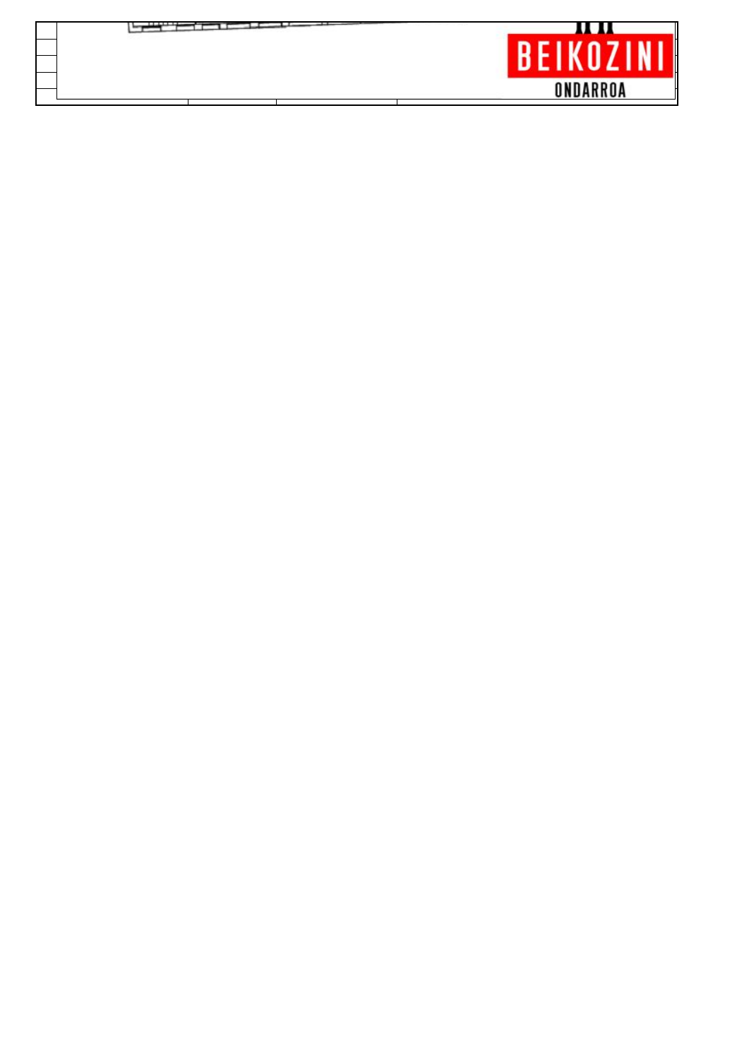BEIKOZINI

ONDARROA